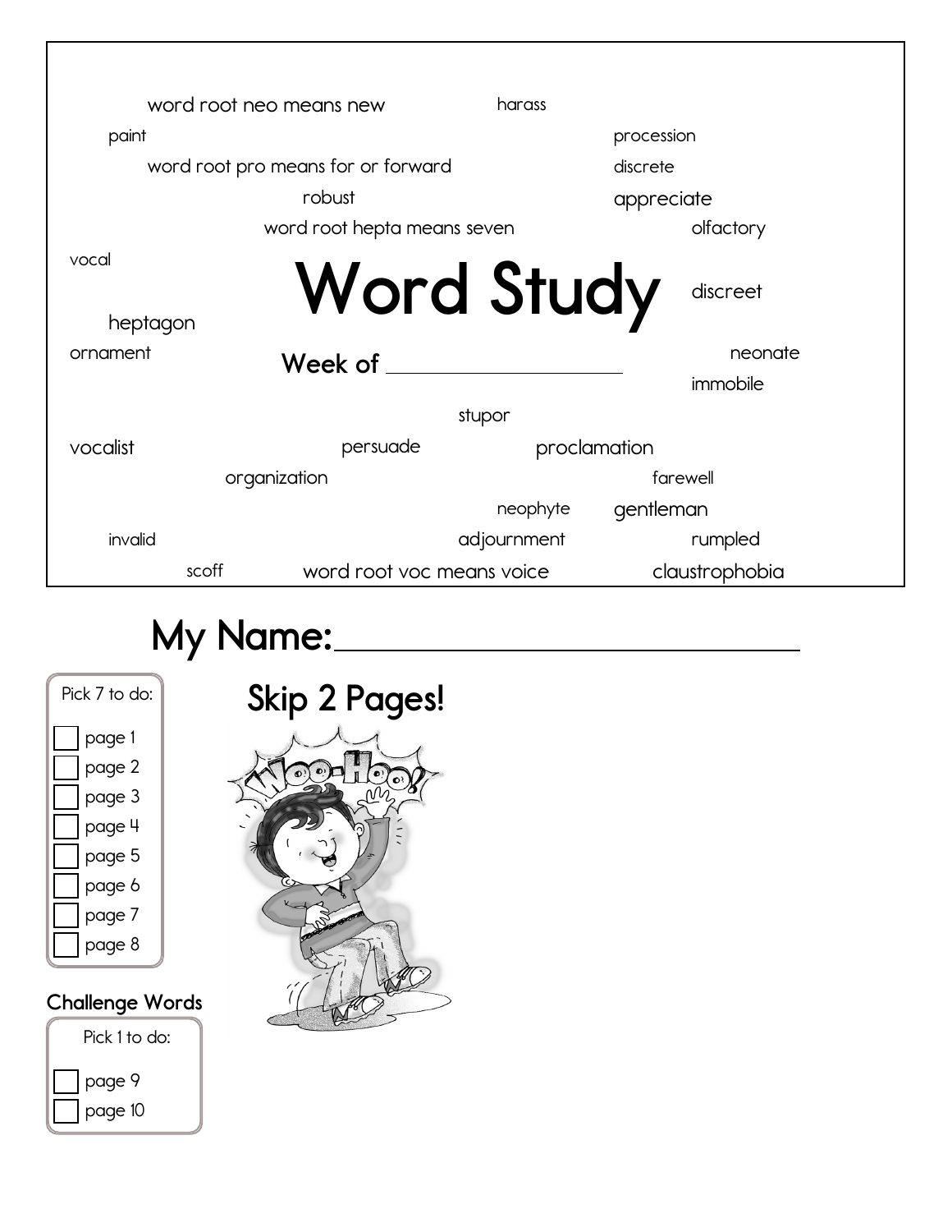word root neo means new

harass

paint

procession

word root pro means for or forward

discrete

robust

appreciate

word root hepta means seven

olfactory

vocal

# Word Study

discreet

heptagon

ornament

**Week of** \_\_\_\_\_\_\_\_\_\_\_\_\_\_\_\_\_\_\_\_

neonate

immobile

stupor

vocalist

persuade

proclamation

organization

farewell

neophyte

gentleman

invalid

adjournment

rumpled

scoff

word root voc means voice

claustrophobia

## My Name: \_\_\_\_\_\_\_\_\_\_\_\_\_\_\_\_\_\_\_\_\_\_\_\_\_\_\_\_

Pick 7 to do:

- [ ] page 1
- [ ] page 2
- [ ] page 3
- [ ] page 4
- [ ] page 5
- [ ] page 6
- [ ] page 7
- [ ] page 8

## Skip 2 Pages!

### Challenge Words

Pick 1 to do:

- [ ] page 9
- [ ] page 10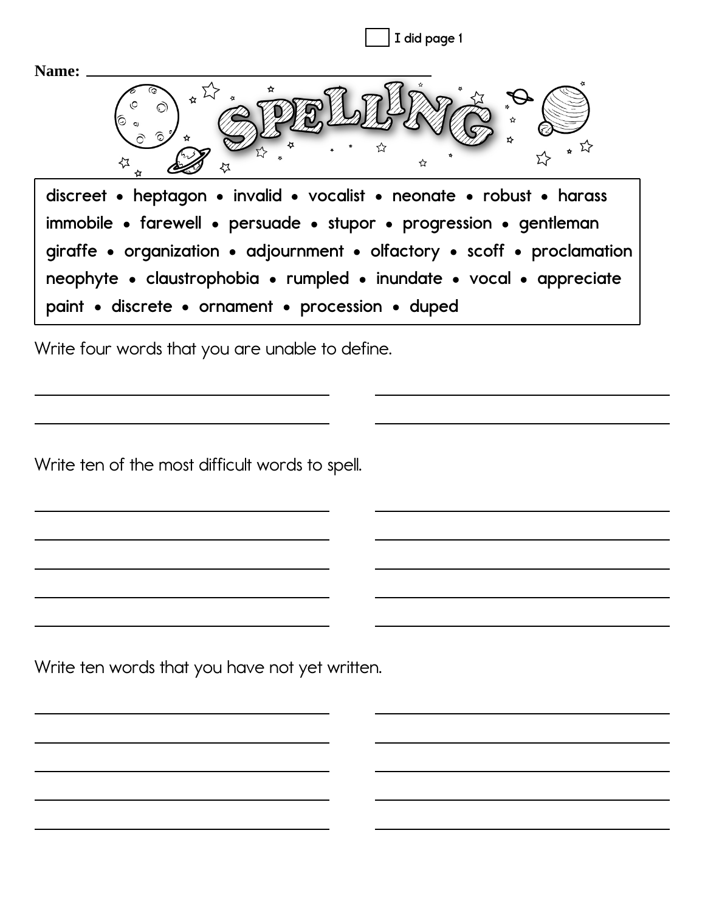☐ I did page 1

**Name:** ______________________________

# SPELLING

discreet • heptagon • invalid • vocalist • neonate • robust • harass
immobile • farewell • persuade • stupor • progression • gentleman
giraffe • organization • adjournment • olfactory • scoff • proclamation
neophyte • claustrophobia • rumpled • inundate • vocal • appreciate
paint • discrete • ornament • procession • duped

Write four words that you are unable to define.

______________________ ______________________

______________________ ______________________

Write ten of the most difficult words to spell.

______________________ ______________________

______________________ ______________________

______________________ ______________________

______________________ ______________________

______________________ ______________________

Write ten words that you have not yet written.

______________________ ______________________

______________________ ______________________

______________________ ______________________

______________________ ______________________

______________________ ______________________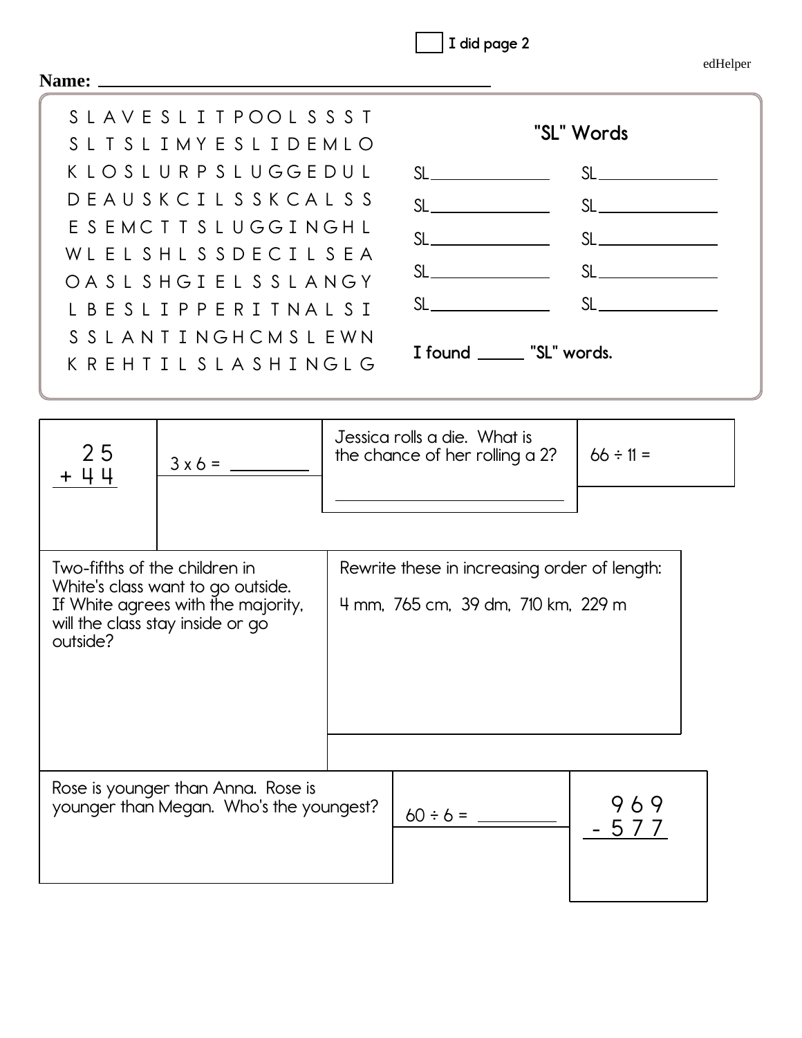☐ I did page 2

edHelper

**Name:** ____________________________________

```
S L A V E S L I T P O O L S S S T
S L T S L I M Y E S L I D E M L O
K L O S L U R P S L U G G E D U L
D E A U S K C I L S S K C A L S S
E S E M C T T S L U G G I N G H L
W L E L S H L S S D E C I L S E A
O A S L S H G I E L S S L A N G Y
L B E S L I P P E R I T N A L S I
S S L A N T I N G H C M S L E W N
K R E H T I L S L A S H I N G L G
```

## "SL" Words

| | |
|---|---|
| SL__________ | SL__________ |
| SL__________ | SL__________ |
| SL__________ | SL__________ |
| SL__________ | SL__________ |
| SL__________ | SL__________ |

**I found _____ "SL" words.**

---

```
  25
+ 44
----
```

3 x 6 = ________

Jessica rolls a die. What is the chance of her rolling a 2?

____________________

66 ÷ 11 =

Two-fifths of the children in White's class want to go outside. If White agrees with the majority, will the class stay inside or go outside?

Rewrite these in increasing order of length:

4 mm, 765 cm, 39 dm, 710 km, 229 m

Rose is younger than Anna. Rose is younger than Megan. Who's the youngest?

60 ÷ 6 = ________

```
  969
- 577
-----
```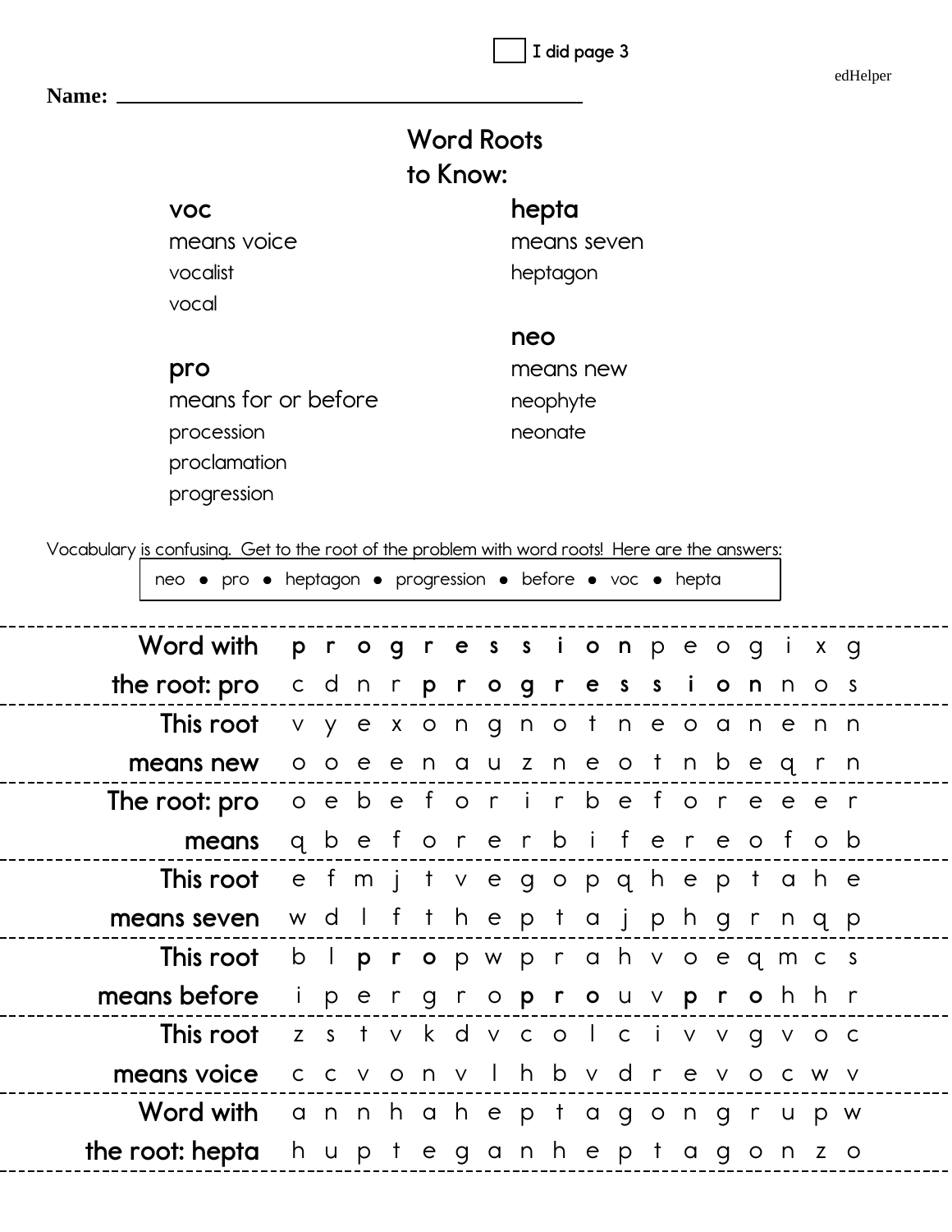☐ I did page 3

edHelper

**Name:** ____________________________________________

## Word Roots to Know:

**voc**
means voice
vocalist
vocal

**pro**
means for or before
procession
proclamation
progression

**hepta**
means seven
heptagon

**neo**
means new
neophyte
neonate

Vocabulary is confusing. Get to the root of the problem with word roots! Here are the answers:

neo • pro • heptagon • progression • before • voc • hepta

| | |
|---|---|
| Word with the root: pro | **p r o g r e s s i o n** p e o g i x g<br>c d n r **p r o g r e s s i o n** n o s |
| This root means new | v y e x o n g n o t n e o a n e n n<br>o o e e n a u z n e o t n b e q r n |
| The root: pro means | o e b e f o r i r b e f o r e e e r<br>q b e f o r e r b i f e r e o f o b |
| This root means seven | e f m j t v e g o p q h e p t a h e<br>w d l f t h e p t a j p h g r n q p |
| This root means before | b l **p r o** p w p r a h v o e q m c s<br>i p e r g r o **p r o** u v **p r o** h h r |
| This root means voice | z s t v k d v c o l c i v v g v o c<br>c c v o n v l h b v d r e v o c w v |
| Word with the root: hepta | a n n h a h e p t a g o n g r u p w<br>h u p t e g a n h e p t a g o n z o |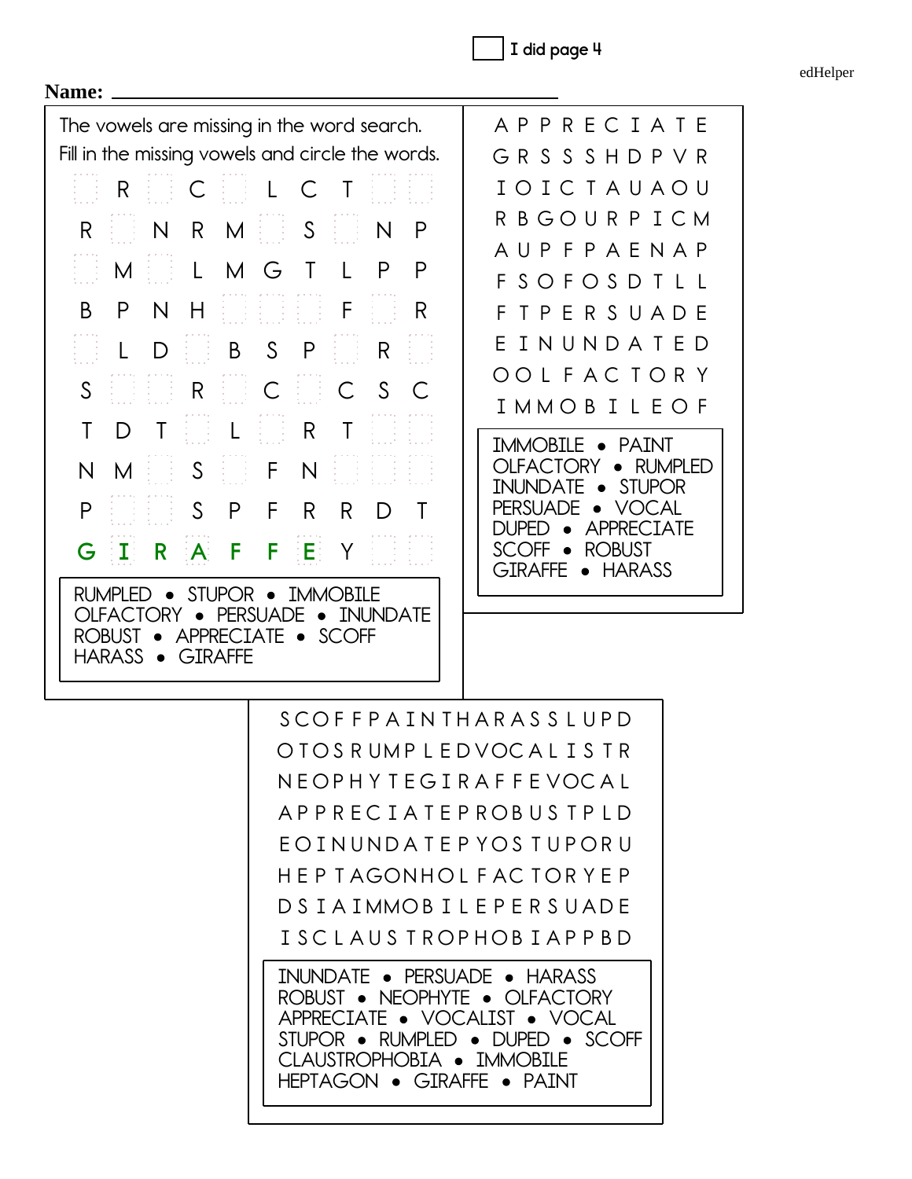☐ I did page 4

edHelper

**Name:** ______________________________

The vowels are missing in the word search.
Fill in the missing vowels and circle the words.

| | | | | | | | | | |
|---|---|---|---|---|---|---|---|---|---|
| ☐ | R | ☐ | C | ☐ | L | C | T | ☐ | ☐ |
| R | ☐ | N | R | M | ☐ | S | ☐ | N | P |
| ☐ | M | ☐ | L | M | G | T | L | P | P |
| B | P | N | H | ☐ | ☐ | ☐ | F | ☐ | R |
| ☐ | L | D | ☐ | B | S | P | ☐ | R | ☐ |
| S | ☐ | ☐ | R | ☐ | C | ☐ | C | S | C |
| T | D | T | ☐ | L | ☐ | R | T | ☐ | ☐ |
| N | M | ☐ | S | ☐ | F | N | ☐ | ☐ | ☐ |
| P | ☐ | ☐ | S | P | F | R | R | D | T |
| G | I | R | A | F | F | E | Y | ☐ | ☐ |

RUMPLED • STUPOR • IMMOBILE
OLFACTORY • PERSUADE • INUNDATE
ROBUST • APPRECIATE • SCOFF
HARASS • GIRAFFE

```
A P P R E C I A T E
G R S S S H D P V R
I O I C T A U A O U
R B G O U R P I C M
A U P F P A E N A P
F S O F O S D T L L
F T P E R S U A D E
E I N U N D A T E D
O O L F A C T O R Y
I M M O B I L E O F
```

IMMOBILE • PAINT
OLFACTORY • RUMPLED
INUNDATE • STUPOR
PERSUADE • VOCAL
DUPED • APPRECIATE
SCOFF • ROBUST
GIRAFFE • HARASS

```
S C O F F P A I N T H A R A S S L U P D
O T O S R U M P L E D V O C A L I S T R
N E O P H Y T E G I R A F F E V O C A L
A P P R E C I A T E P R O B U S T P L D
E O I N U N D A T E P Y O S T U P O R U
H E P T A G O N H O L F A C T O R Y E P
D S I A I M M O B I L E P E R S U A D E
I S C L A U S T R O P H O B I A P P B D
```

INUNDATE • PERSUADE • HARASS
ROBUST • NEOPHYTE • OLFACTORY
APPRECIATE • VOCALIST • VOCAL
STUPOR • RUMPLED • DUPED • SCOFF
CLAUSTROPHOBIA • IMMOBILE
HEPTAGON • GIRAFFE • PAINT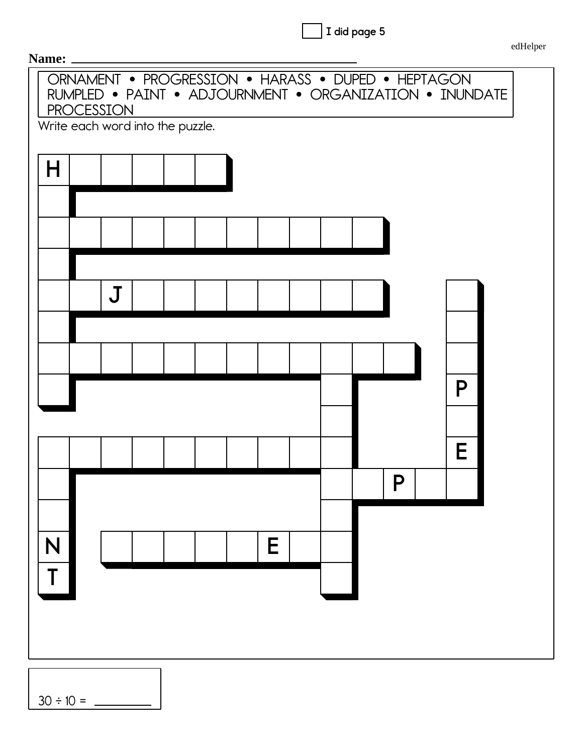☐ I did page 5

Name: ______________________________

ORNAMENT • PROGRESSION • HARASS • DUPED • HEPTAGON
RUMPLED • PAINT • ADJOURNMENT • ORGANIZATION • INUNDATE
PROCESSION

Write each word into the puzzle.

| H | | | | | | | | | | | | | | |
|---|---|---|---|---|---|---|---|---|---|---|---|---|---|---|
| | | | | | | | | | | | | | | |
| | | | | | | | | | | | | | | |
| | | | | | | | | | | | | | | |
| | | J | | | | | | | | | | | | |
| | | | | | | | | | | | | | | |
| | | | | | | | | | | | | | | |
| | | | | | | | | | | | | | P | |
| | | | | | | | | | | | | | | |
| | | | | | | | | | | | | | E | |
| | | | | | | | | | | | P | | | |
| | | | | | | | | | | | | | | |
| N | | | | | | | E | | | | | | | |
| T | | | | | | | | | | | | | | |

30 ÷ 10 = ________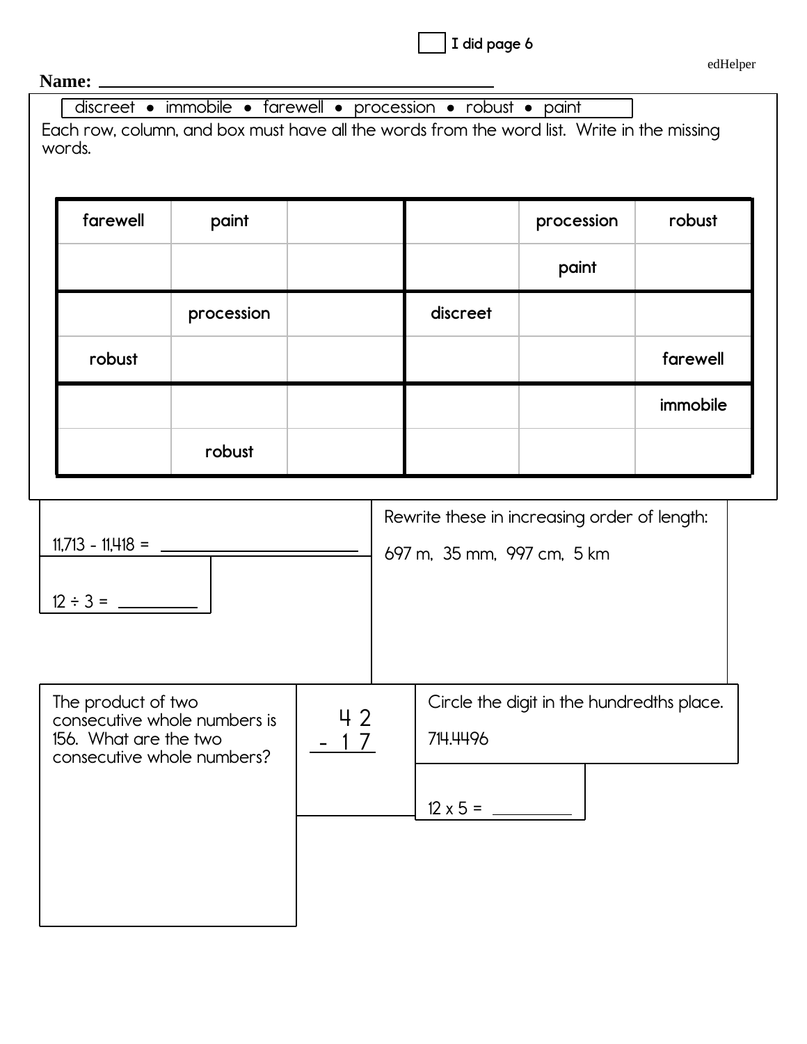☐ I did page 6

**Name:** ____________________________________________

discreet • immobile • farewell • procession • robust • paint

Each row, column, and box must have all the words from the word list. Write in the missing words.

| | | | | | |
|---|---|---|---|---|---|
| farewell | paint | | | procession | robust |
| | | | | paint | |
| | procession | | discreet | | |
| robust | | | | | farewell |
| | | | | | immobile |
| | robust | | | | |

11,713 - 11,418 = ______________

12 ÷ 3 = ________

Rewrite these in increasing order of length:

697 m, 35 mm, 997 cm, 5 km

The product of two consecutive whole numbers is 156. What are the two consecutive whole numbers?

$$\begin{array}{r} 42 \\ -\ 17 \\ \hline \end{array}$$

Circle the digit in the hundredths place.

714.4496

12 x 5 = ________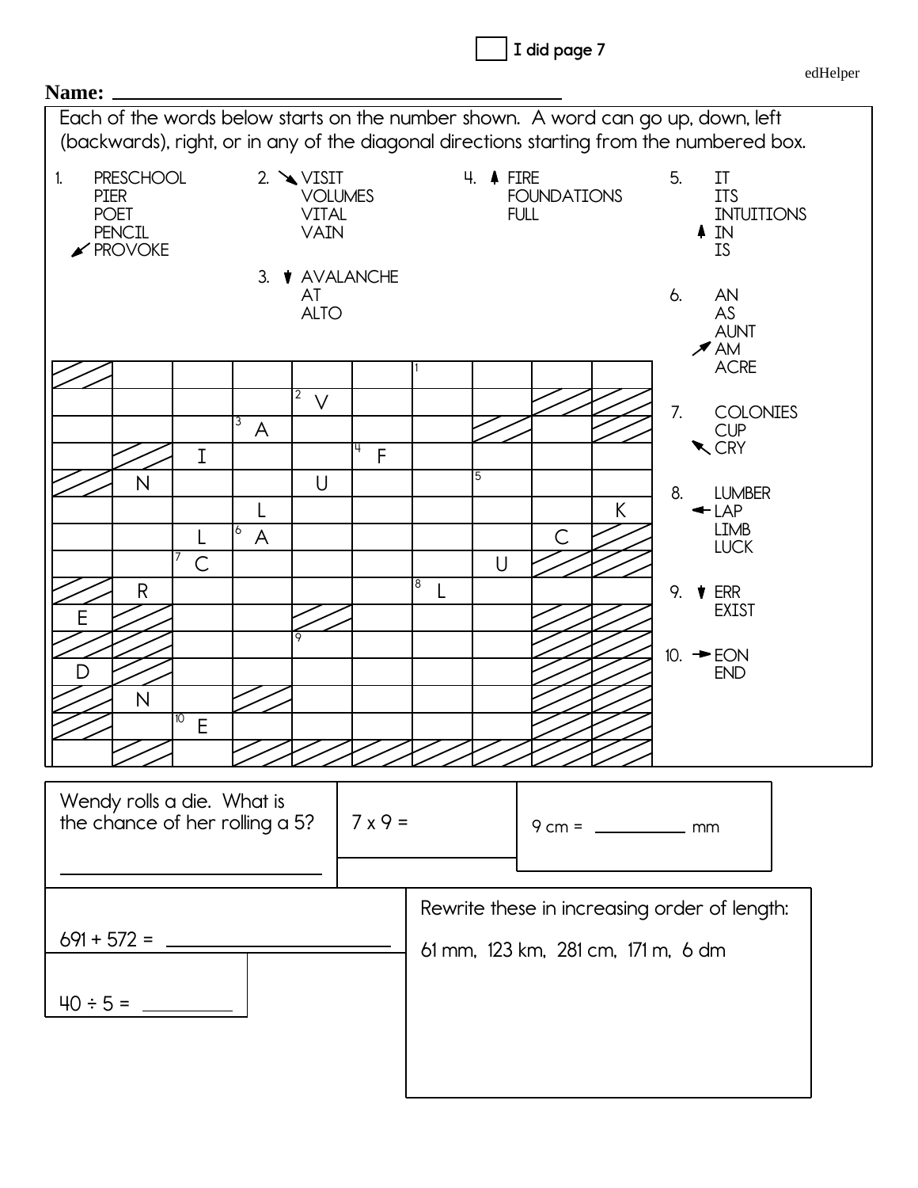☐ I did page 7

**Name:** ____________________________________________

Each of the words below starts on the number shown. A word can go up, down, left (backwards), right, or in any of the diagonal directions starting from the numbered box.

1.
- PRESCHOOL
- PIER
- POET
- PENCIL
- ↙ PROVOKE

2.
- ↘ VISIT
- VOLUMES
- VITAL
- VAIN

3.
- ↓ AVALANCHE
- AT
- ALTO

4.
- ↑ FIRE
- FOUNDATIONS
- FULL

5.
- IT
- ITS
- INTUITIONS
- ↑ IN
- IS

6.
- AN
- AS
- AUNT
- ↗ AM
- ACRE

7.
- COLONIES
- CUP
- ↖ CRY

8.
- LUMBER
- ← LAP
- LIMB
- LUCK

9.
- ↓ ERR
- EXIST

10.
- → EON
- END

(▨ = shaded box)

| | | | | | | | | | |
|---|---|---|---|---|---|---|---|---|---|
| ▨ | | | | | | 1 | | | |
| | | | | 2 V | | | | ▨ | ▨ |
| | | | 3 A | | | | ▨ | | ▨ |
| | ▨ | I | | | 4 F | | | | |
| ▨ | N | | | U | | | 5 | | |
| | | | L | | | | | | K |
| | | L | 6 A | | | | | C | ▨ |
| | | 7 C | | | | | U | ▨ | ▨ |
| ▨ | R | | | | | 8 L | | | ▨ |
| E | ▨ | | | ▨ | | | | ▨ | ▨ |
| ▨ | ▨ | | | 9 | | | | ▨ | ▨ |
| D | ▨ | | | | | | | ▨ | ▨ |
| ▨ | N | | ▨ | | | | | ▨ | ▨ |
| ▨ | | 10 E | | | | | | ▨ | ▨ |
| | ▨ | | ▨ | ▨ | ▨ | ▨ | ▨ | ▨ | ▨ |

Wendy rolls a die. What is the chance of her rolling a 5?

____________________

$7 \times 9 =$

9 cm = __________ mm

$691 + 572 =$ ____________________

$40 \div 5 =$ __________

Rewrite these in increasing order of length:

61 mm, 123 km, 281 cm, 171 m, 6 dm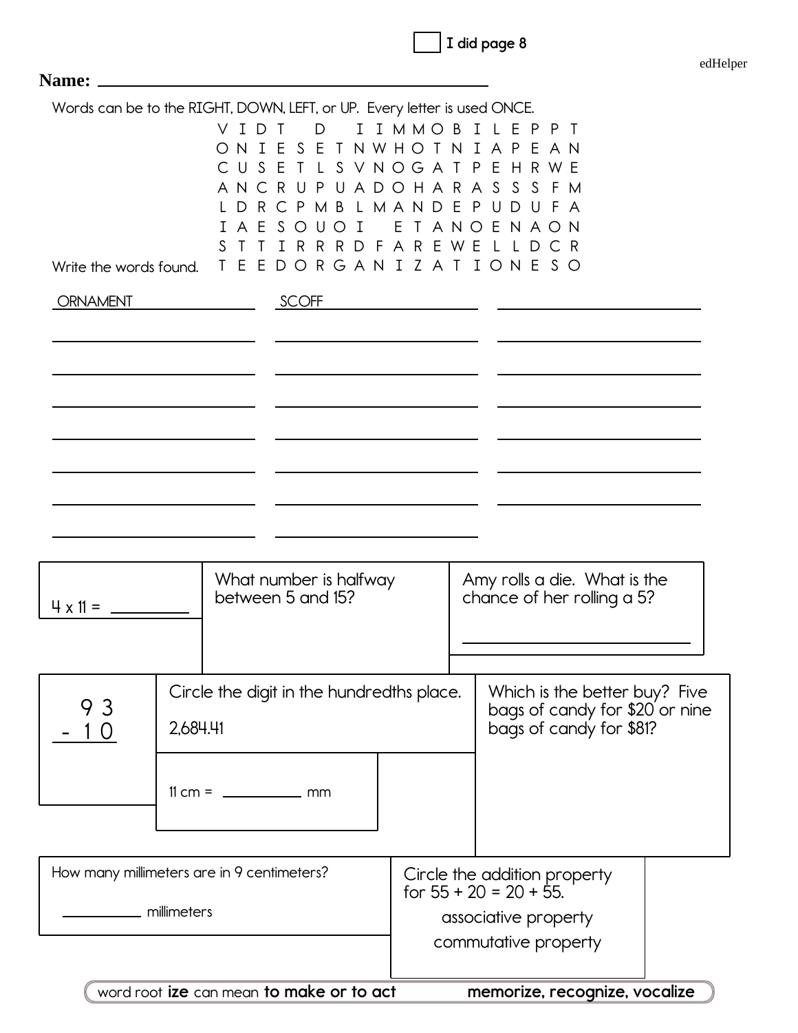I did page 8

**Name:** ______________________________

Words can be to the RIGHT, DOWN, LEFT, or UP. Every letter is used ONCE.

```
V I D T   D   I I M M O B I L E P P T
O N I E S E T N W H O T N I A P E A N
C U S E T L S V N O G A T P E H R W E
A N C R U P U A D O H A R A S S S F M
L D R C P M B L M A N D E P U D U F A
I A E S O U O I   E T A N O E N A O N
S T T I R R R D F A R E W E L L D C R
T E E D O R G A N I Z A T I O N E S O
```

Write the words found.

| | | |
|---|---|---|
| ORNAMENT | SCOFF | |
| | | |
| | | |
| | | |
| | | |
| | | |
| | | |
| | | |

4 x 11 = ________

What number is halfway between 5 and 15?

Amy rolls a die. What is the chance of her rolling a 5?

________________

```
  9 3
- 1 0
```

Circle the digit in the hundredths place.

2,684.41

11 cm = ________ mm

Which is the better buy? Five bags of candy for $20 or nine bags of candy for $81?

How many millimeters are in 9 centimeters?

________ millimeters

Circle the addition property for 55 + 20 = 20 + 55.

associative property

commutative property

word root **ize** can mean **to make or to act** — **memorize, recognize, vocalize**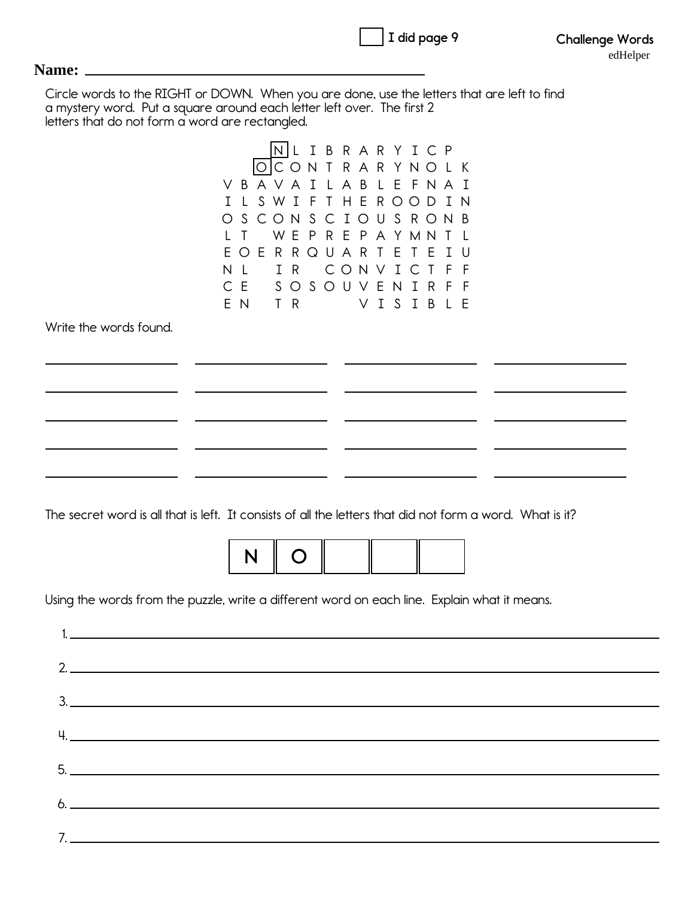☐ I did page 9

**Challenge Words**
edHelper

**Name:** ______________________________

Circle words to the RIGHT or DOWN. When you are done, use the letters that are left to find a mystery word. Put a square around each letter left over. The first 2 letters that do not form a word are rectangled.

```
      [N] L I B R A R Y I C P
     [O] C O N T R A R Y N O L K
V B A V A I L A B L E F N A I
I L S W I F T H E R O O D I N
O S C O N S C I O U S R O N B
L T   W E P R E P A Y M N T L
E O E R R Q U A R T E T E I U
N L   I R   C O N V I C T F F
C E   S O S O U V E N I R F F
E N   T R       V I S I B L E
```

Write the words found.

| | | | |
|---|---|---|---|
| ____________ | ____________ | ____________ | ____________ |
| ____________ | ____________ | ____________ | ____________ |
| ____________ | ____________ | ____________ | ____________ |
| ____________ | ____________ | ____________ | ____________ |
| ____________ | ____________ | ____________ | ____________ |

The secret word is all that is left. It consists of all the letters that did not form a word. What is it?

| N | O | | | |
|---|---|---|---|---|

Using the words from the puzzle, write a different word on each line. Explain what it means.

1. ______________________________
2. ______________________________
3. ______________________________
4. ______________________________
5. ______________________________
6. ______________________________
7. ______________________________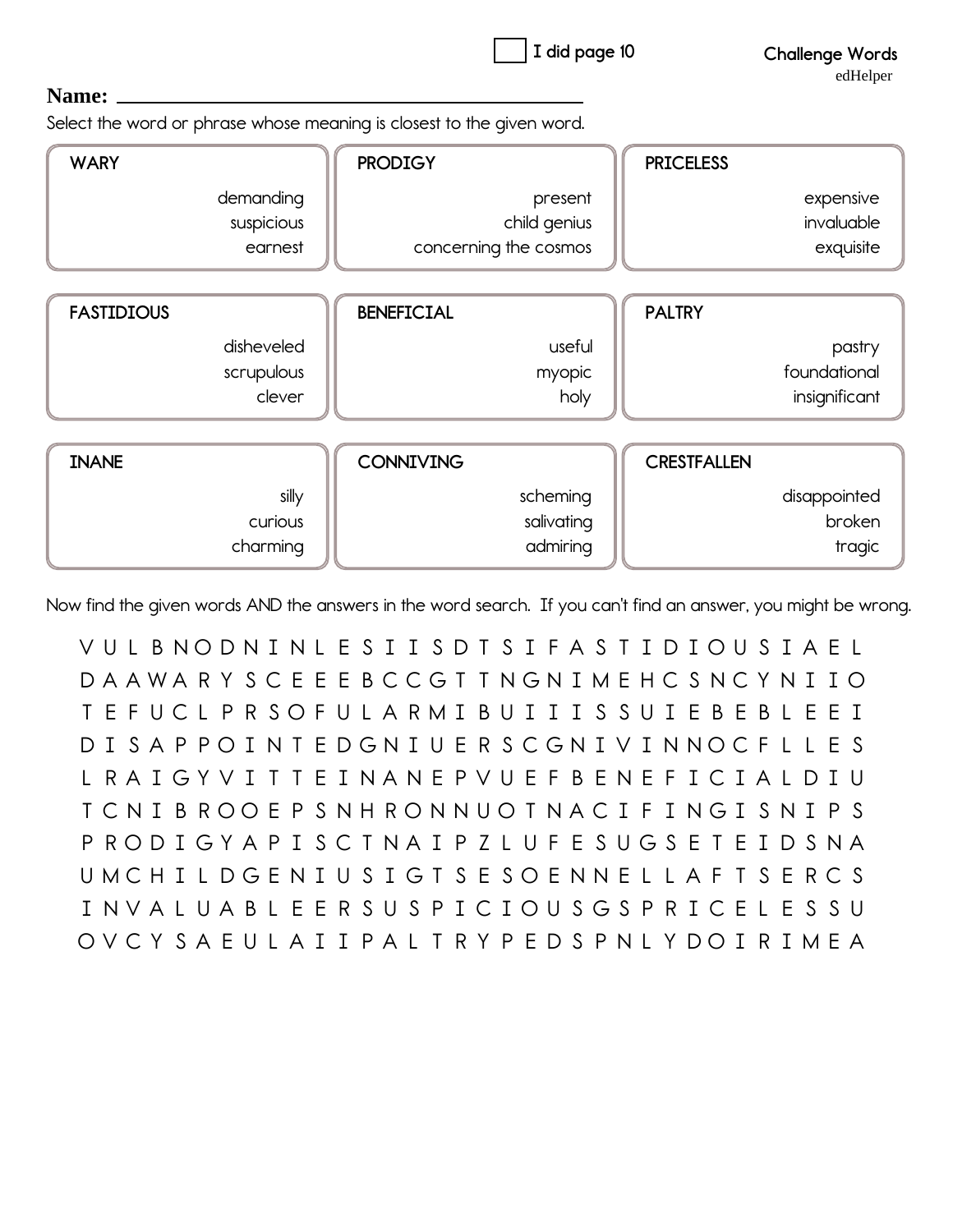☐ I did page 10

**Challenge Words**
edHelper

**Name:** ______________________________

Select the word or phrase whose meaning is closest to the given word.

**WARY**
- demanding
- suspicious
- earnest

**PRODIGY**
- present
- child genius
- concerning the cosmos

**PRICELESS**
- expensive
- invaluable
- exquisite

**FASTIDIOUS**
- disheveled
- scrupulous
- clever

**BENEFICIAL**
- useful
- myopic
- holy

**PALTRY**
- pastry
- foundational
- insignificant

**INANE**
- silly
- curious
- charming

**CONNIVING**
- scheming
- salivating
- admiring

**CRESTFALLEN**
- disappointed
- broken
- tragic

Now find the given words AND the answers in the word search. If you can't find an answer, you might be wrong.

```
V U L B N O D N I N L E S I I S D T S I F A S T I D I O U S I A E L
D A A W A R Y S C E E E B C C G T T N G N I M E H C S N C Y N I I O
T E F U C L P R S O F U L A R M I B U I I I S S U I E B E B L E E I
D I S A P P O I N T E D G N I U E R S C G N I V I N N O C F L L E S
L R A I G Y V I T T E I N A N E P V U E F B E N E F I C I A L D I U
T C N I B R O O E P S N H R O N N U O T N A C I F I N G I S N I P S
P R O D I G Y A P I S C T N A I P Z L U F E S U G S E T E I D S N A
U M C H I L D G E N I U S I G T S E S O E N N E L L A F T S E R C S
I N V A L U A B L E E R S U S P I C I O U S G S P R I C E L E S S U
O V C Y S A E U L A I I P A L T R Y P E D S P N L Y D O I R I M E A
```